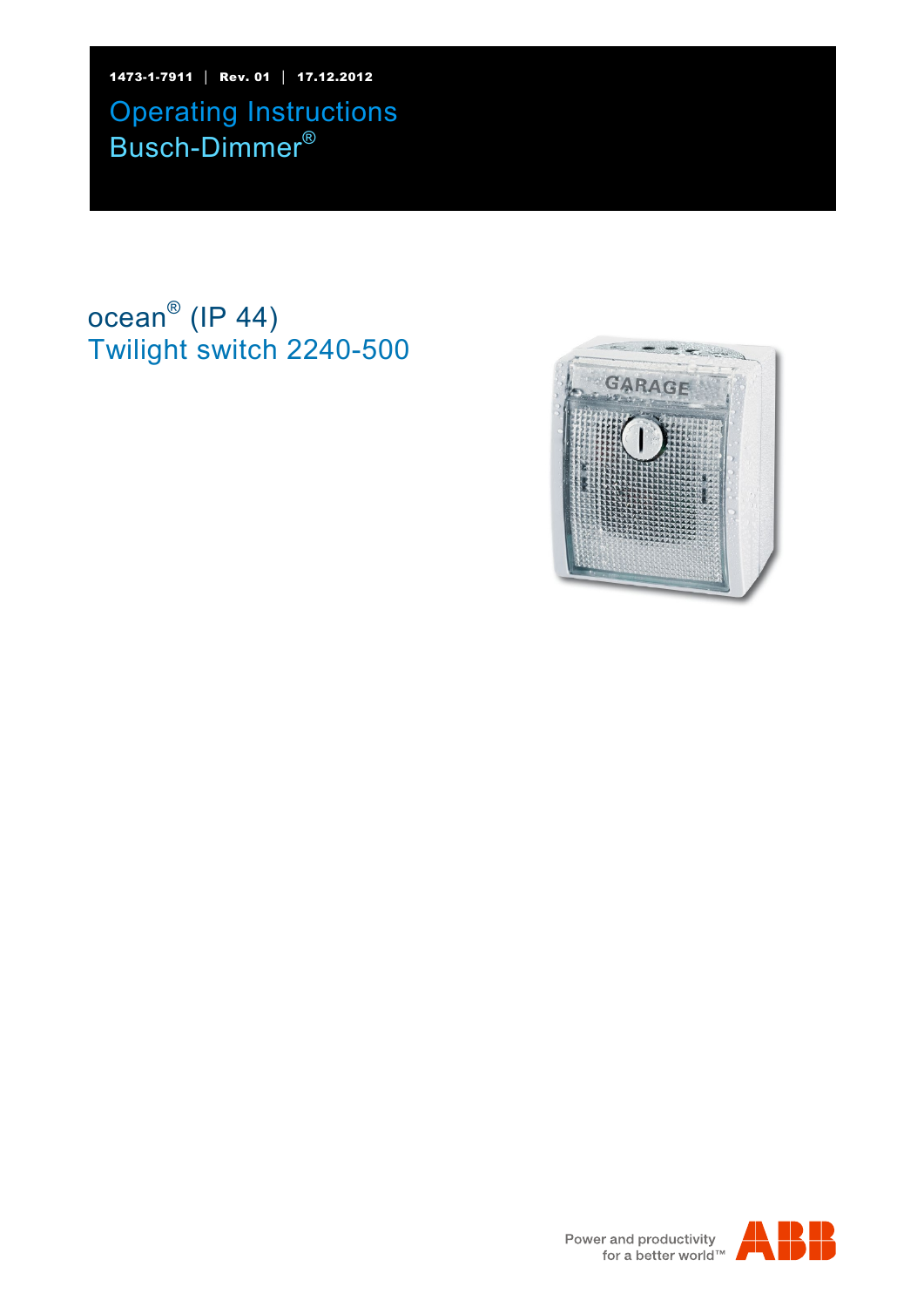1473-1-7911 | Rev. 01 | 17.12.2012

# Operating Instructions
# Busch-Dimmer®

## ocean® (IP 44)
## Twilight switch 2240-500

Power and productivity
for a better world™

ABB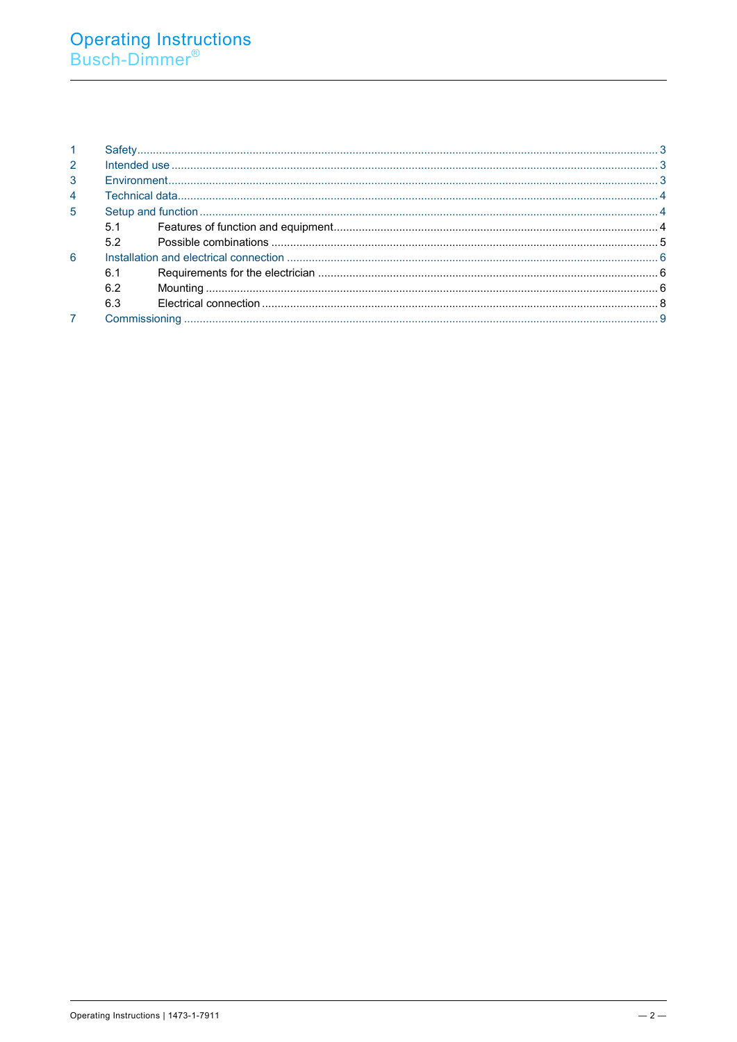| | | |
|---|---|---|
| 1 | Safety | 3 |
| 2 | Intended use | 3 |
| 3 | Environment | 3 |
| 4 | Technical data | 4 |
| 5 | Setup and function | 4 |
| 5.1 | Features of function and equipment | 4 |
| 5.2 | Possible combinations | 5 |
| 6 | Installation and electrical connection | 6 |
| 6.1 | Requirements for the electrician | 6 |
| 6.2 | Mounting | 6 |
| 6.3 | Electrical connection | 8 |
| 7 | Commissioning | 9 |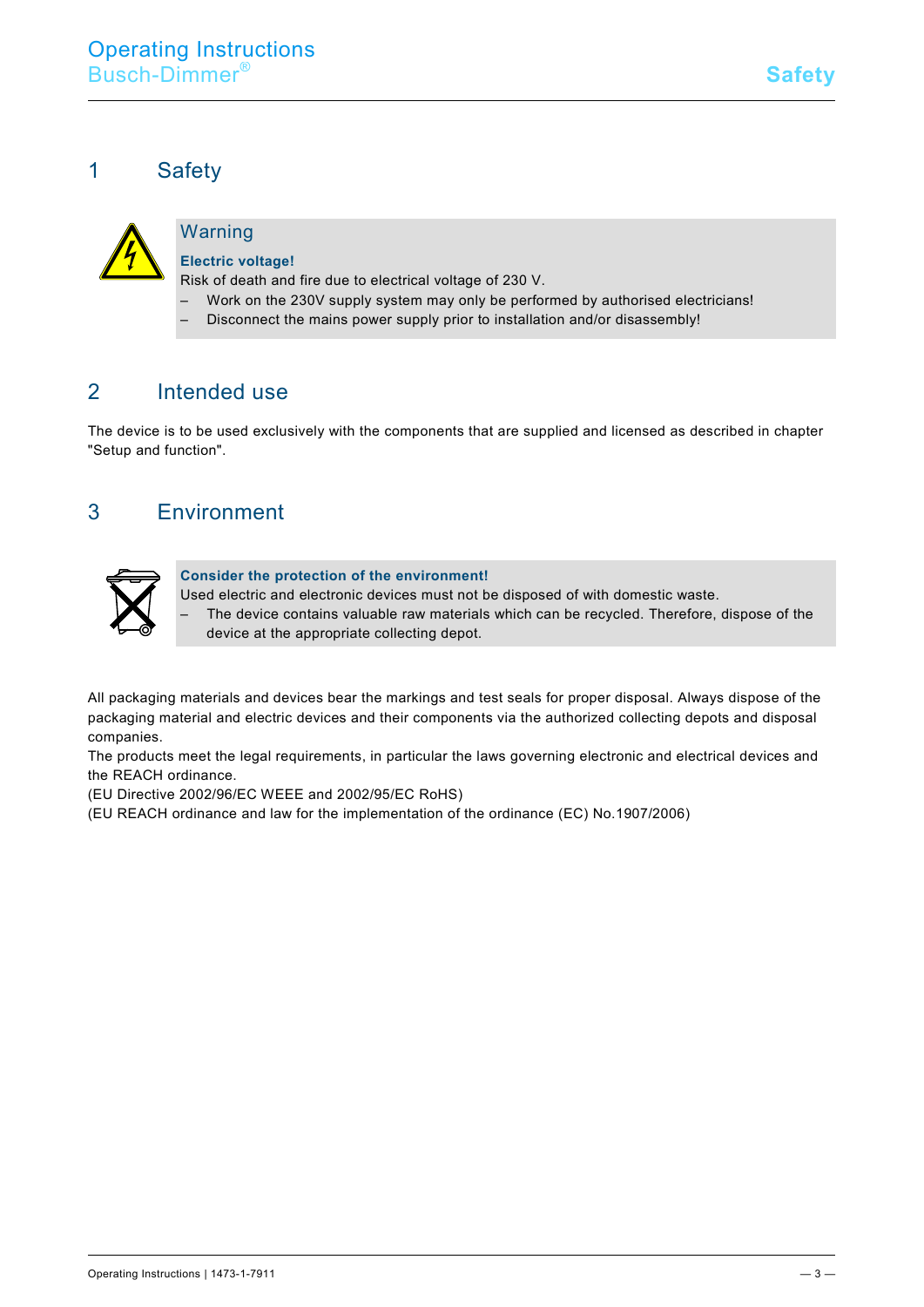# 1 Safety

### Warning

**Electric voltage!**

Risk of death and fire due to electrical voltage of 230 V.

- Work on the 230V supply system may only be performed by authorised electricians!
- Disconnect the mains power supply prior to installation and/or disassembly!

# 2 Intended use

The device is to be used exclusively with the components that are supplied and licensed as described in chapter "Setup and function".

# 3 Environment

**Consider the protection of the environment!**

Used electric and electronic devices must not be disposed of with domestic waste.

- The device contains valuable raw materials which can be recycled. Therefore, dispose of the device at the appropriate collecting depot.

All packaging materials and devices bear the markings and test seals for proper disposal. Always dispose of the packaging material and electric devices and their components via the authorized collecting depots and disposal companies.

The products meet the legal requirements, in particular the laws governing electronic and electrical devices and the REACH ordinance.

(EU Directive 2002/96/EC WEEE and 2002/95/EC RoHS)

(EU REACH ordinance and law for the implementation of the ordinance (EC) No.1907/2006)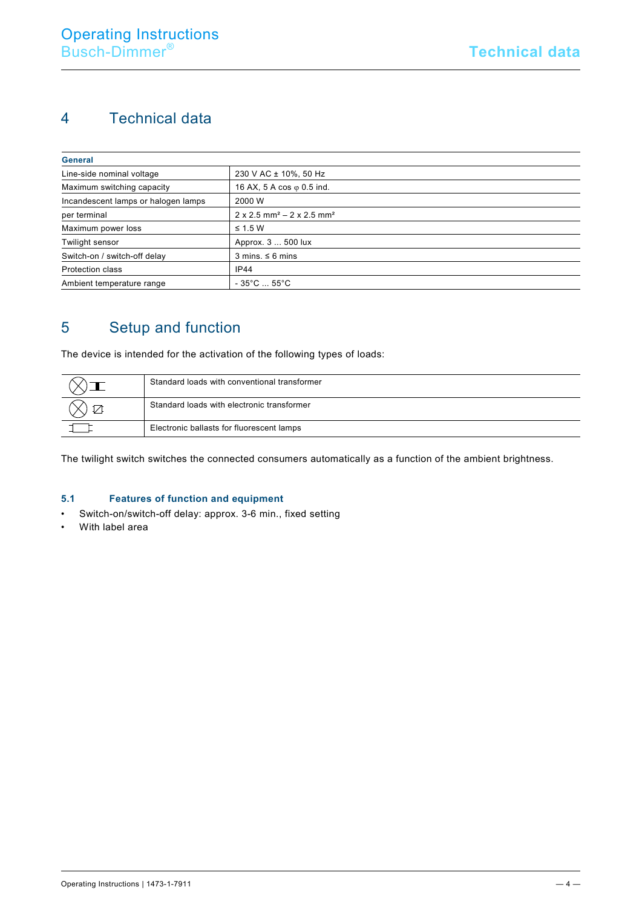# 4 Technical data

| General | |
|---|---|
| Line-side nominal voltage | 230 V AC ± 10%, 50 Hz |
| Maximum switching capacity | 16 AX, 5 A cos φ 0.5 ind. |
| Incandescent lamps or halogen lamps | 2000 W |
| per terminal | 2 x 2.5 mm² – 2 x 2.5 mm² |
| Maximum power loss | ≤ 1.5 W |
| Twilight sensor | Approx. 3 ... 500 lux |
| Switch-on / switch-off delay | 3 mins. ≤ 6 mins |
| Protection class | IP44 |
| Ambient temperature range | - 35°C ... 55°C |

# 5 Setup and function

The device is intended for the activation of the following types of loads:

| | |
|---|---|
| | Standard loads with conventional transformer |
| | Standard loads with electronic transformer |
| | Electronic ballasts for fluorescent lamps |

The twilight switch switches the connected consumers automatically as a function of the ambient brightness.

## 5.1 Features of function and equipment

- Switch-on/switch-off delay: approx. 3-6 min., fixed setting
- With label area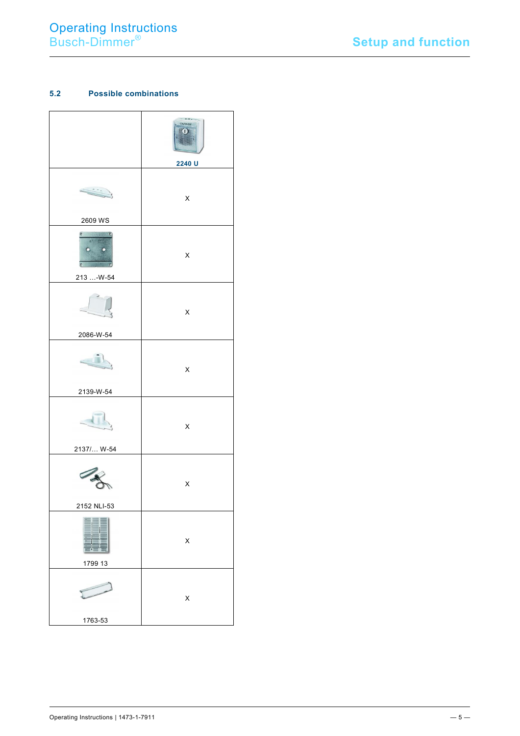### 5.2 Possible combinations

| | 2240 U |
|---|---|
| 2609 WS | X |
| 213 …-W-54 | X |
| 2086-W-54 | X |
| 2139-W-54 | X |
| 2137/… W-54 | X |
| 2152 NLI-53 | X |
| 1799 13 | X |
| 1763-53 | X |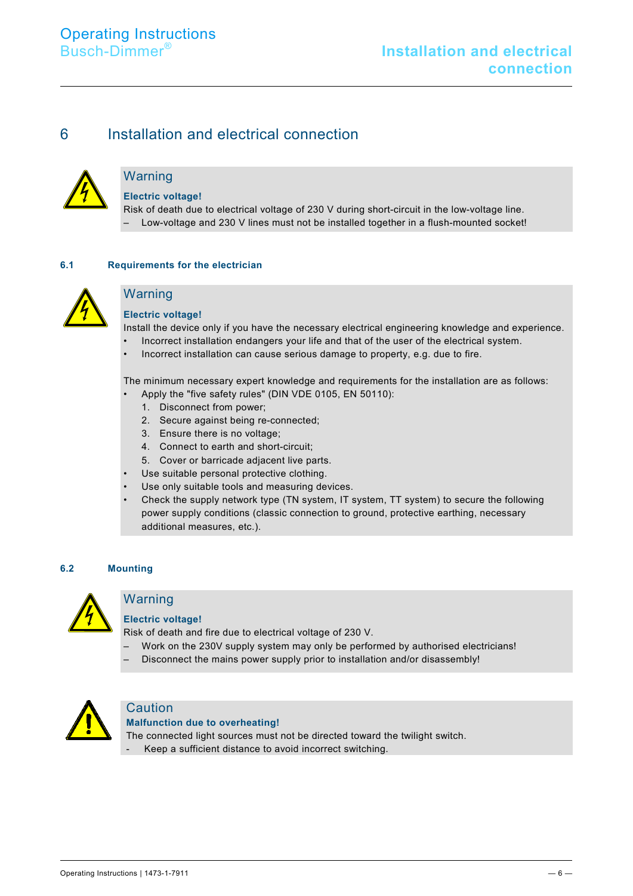# 6 Installation and electrical connection

## Warning

**Electric voltage!**

Risk of death due to electrical voltage of 230 V during short-circuit in the low-voltage line.

– Low-voltage and 230 V lines must not be installed together in a flush-mounted socket!

### 6.1 Requirements for the electrician

## Warning

**Electric voltage!**

Install the device only if you have the necessary electrical engineering knowledge and experience.

- Incorrect installation endangers your life and that of the user of the electrical system.
- Incorrect installation can cause serious damage to property, e.g. due to fire.

The minimum necessary expert knowledge and requirements for the installation are as follows:

- Apply the "five safety rules" (DIN VDE 0105, EN 50110):
  1. Disconnect from power;
  2. Secure against being re-connected;
  3. Ensure there is no voltage;
  4. Connect to earth and short-circuit;
  5. Cover or barricade adjacent live parts.
- Use suitable personal protective clothing.
- Use only suitable tools and measuring devices.
- Check the supply network type (TN system, IT system, TT system) to secure the following power supply conditions (classic connection to ground, protective earthing, necessary additional measures, etc.).

### 6.2 Mounting

## Warning

**Electric voltage!**

Risk of death and fire due to electrical voltage of 230 V.

– Work on the 230V supply system may only be performed by authorised electricians!

– Disconnect the mains power supply prior to installation and/or disassembly!

## Caution

**Malfunction due to overheating!**

The connected light sources must not be directed toward the twilight switch.

- Keep a sufficient distance to avoid incorrect switching.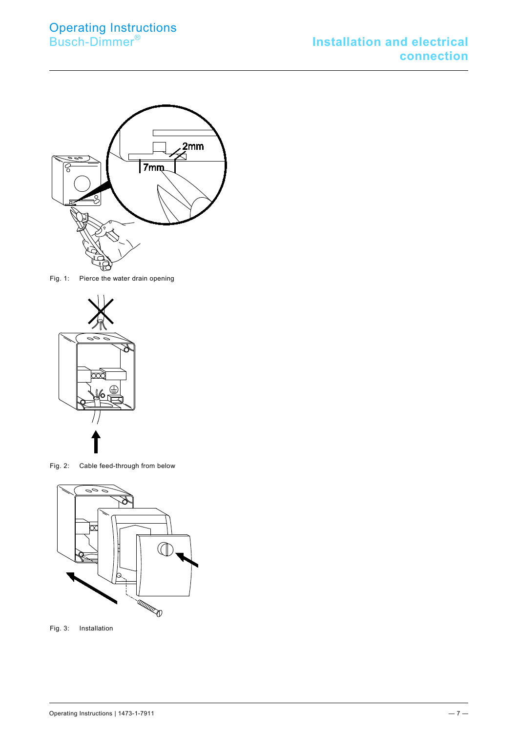Fig. 1: Pierce the water drain opening

Fig. 2: Cable feed-through from below

Fig. 3: Installation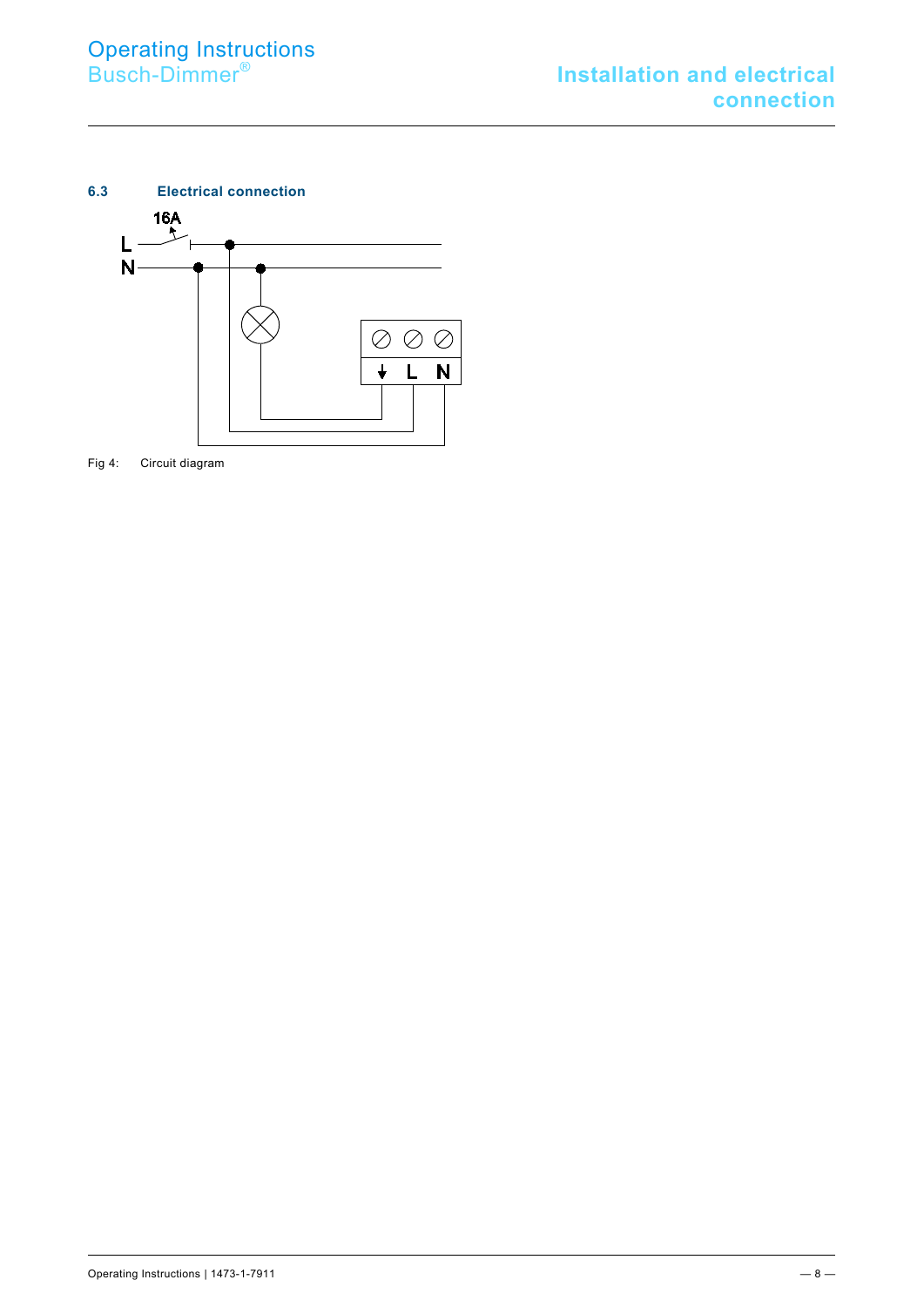## 6.3 Electrical connection

Fig 4: Circuit diagram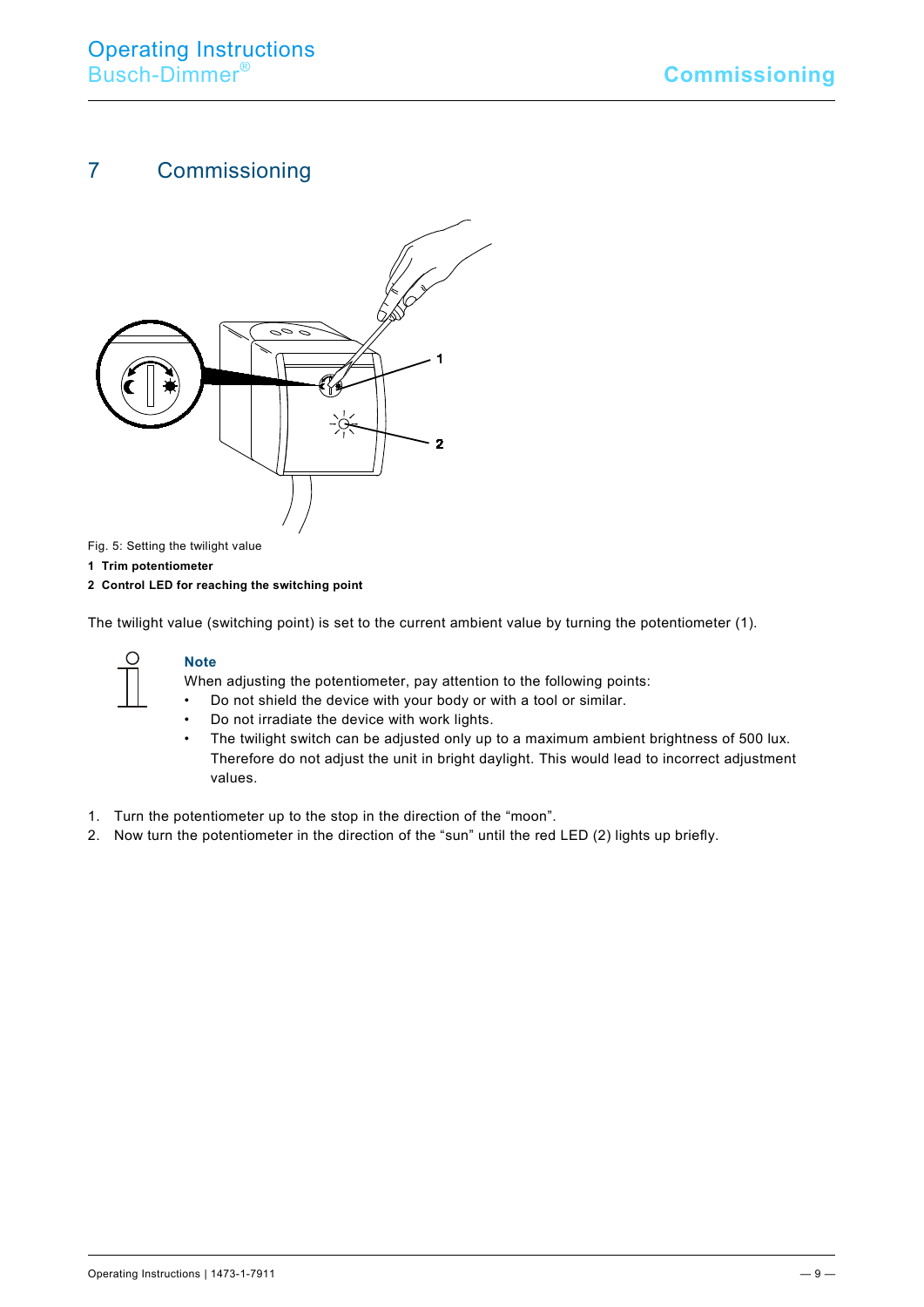# 7 Commissioning

Fig. 5: Setting the twilight value

**1 Trim potentiometer**

**2 Control LED for reaching the switching point**

The twilight value (switching point) is set to the current ambient value by turning the potentiometer (1).

**Note**

When adjusting the potentiometer, pay attention to the following points:

- Do not shield the device with your body or with a tool or similar.
- Do not irradiate the device with work lights.
- The twilight switch can be adjusted only up to a maximum ambient brightness of 500 lux. Therefore do not adjust the unit in bright daylight. This would lead to incorrect adjustment values.

1. Turn the potentiometer up to the stop in the direction of the “moon”.
2. Now turn the potentiometer in the direction of the “sun” until the red LED (2) lights up briefly.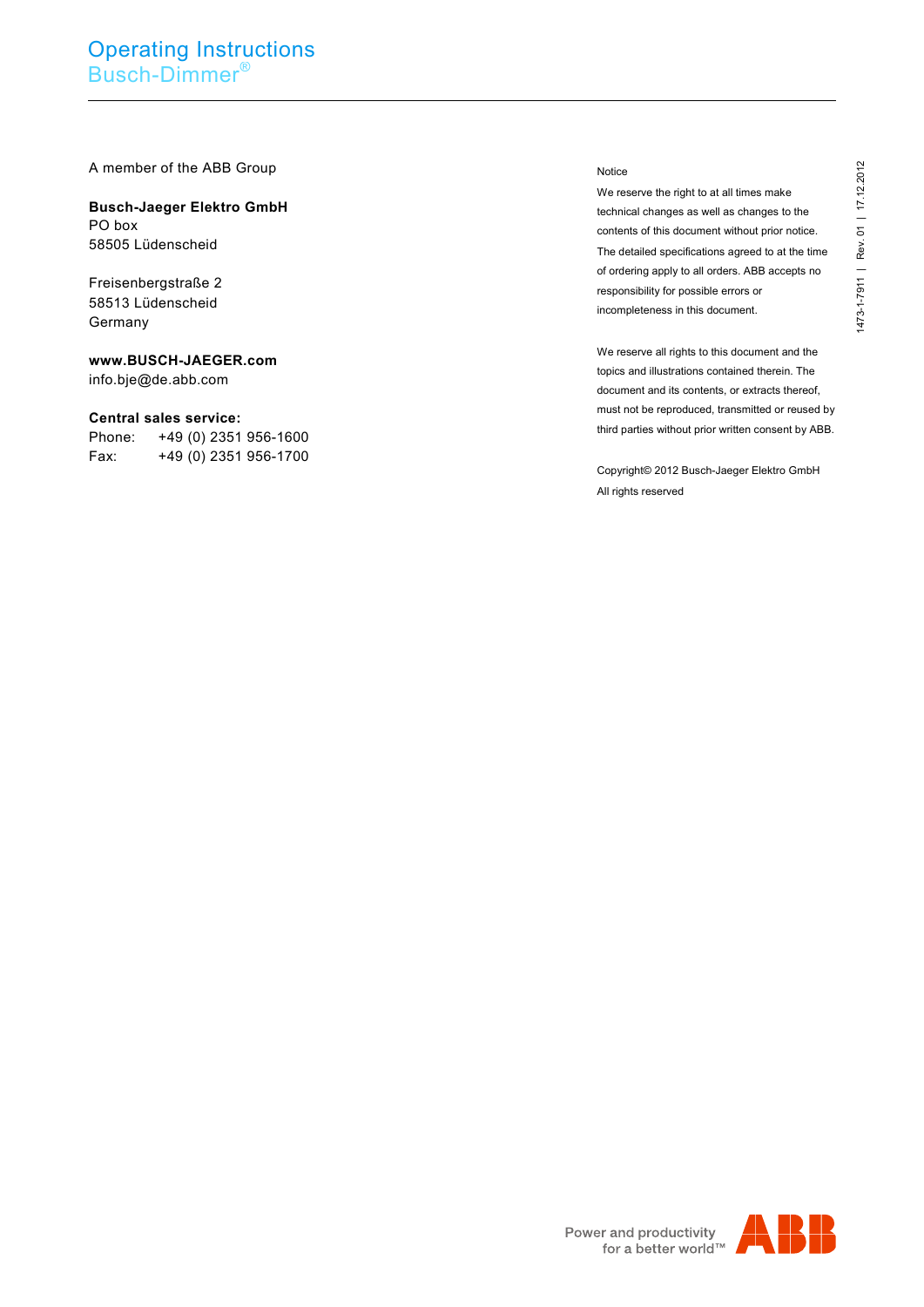A member of the ABB Group

**Busch-Jaeger Elektro GmbH**
PO box
58505 Lüdenscheid

Freisenbergstraße 2
58513 Lüdenscheid
Germany

**www.BUSCH-JAEGER.com**
info.bje@de.abb.com

**Central sales service:**
Phone: +49 (0) 2351 956-1600
Fax: +49 (0) 2351 956-1700

Notice

We reserve the right to at all times make technical changes as well as changes to the contents of this document without prior notice.
The detailed specifications agreed to at the time of ordering apply to all orders. ABB accepts no responsibility for possible errors or incompleteness in this document.

We reserve all rights to this document and the topics and illustrations contained therein. The document and its contents, or extracts thereof, must not be reproduced, transmitted or reused by third parties without prior written consent by ABB.

Copyright© 2012 Busch-Jaeger Elektro GmbH
All rights reserved

1473-1-7911 | Rev. 01 | 17.12.2012

Power and productivity
for a better world™